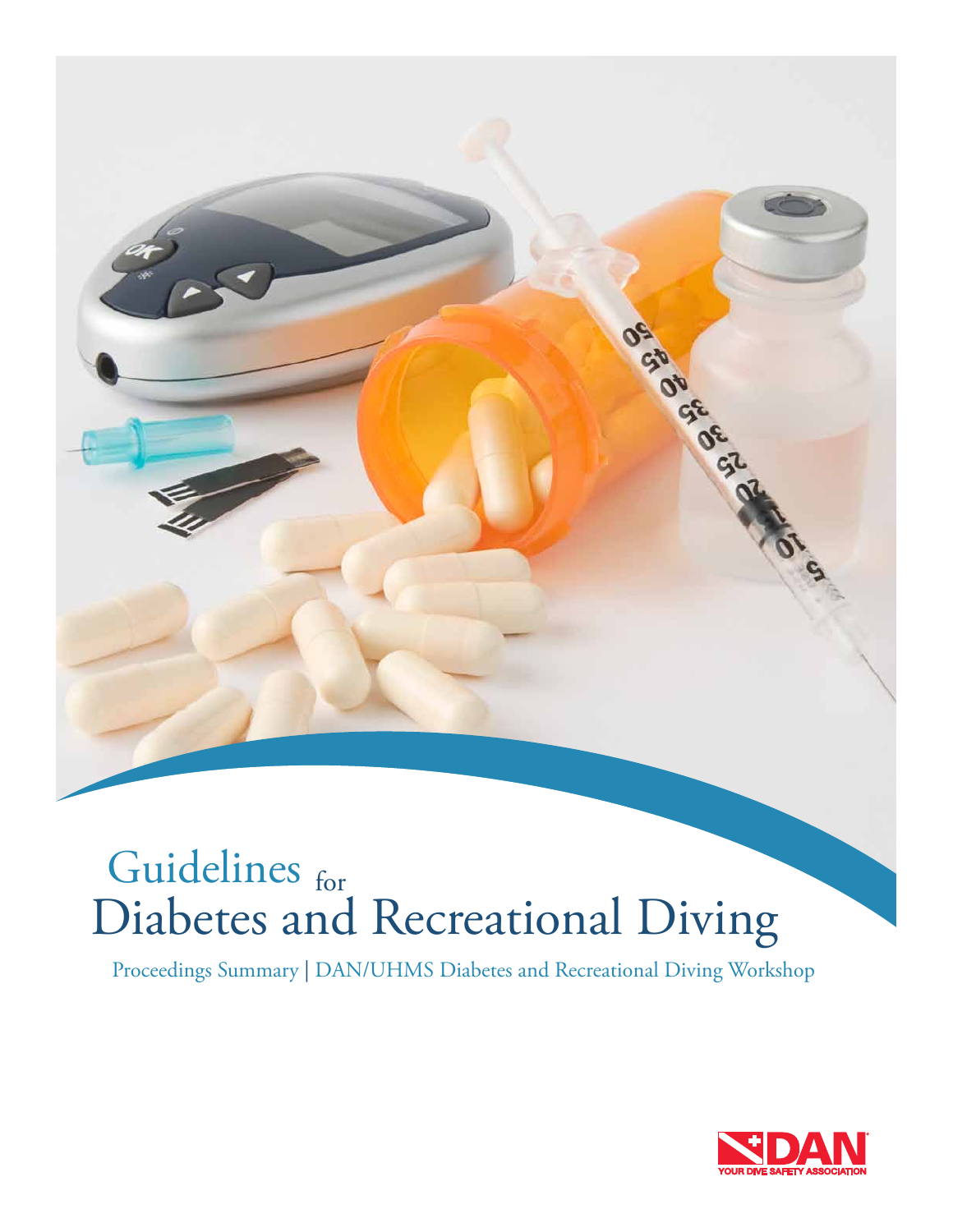# Guidelines for Diabetes and Recreational Diving

Proceedings Summary | DAN/UHMS Diabetes and Recreational Diving Workshop

DAN
YOUR DIVE SAFETY ASSOCIATION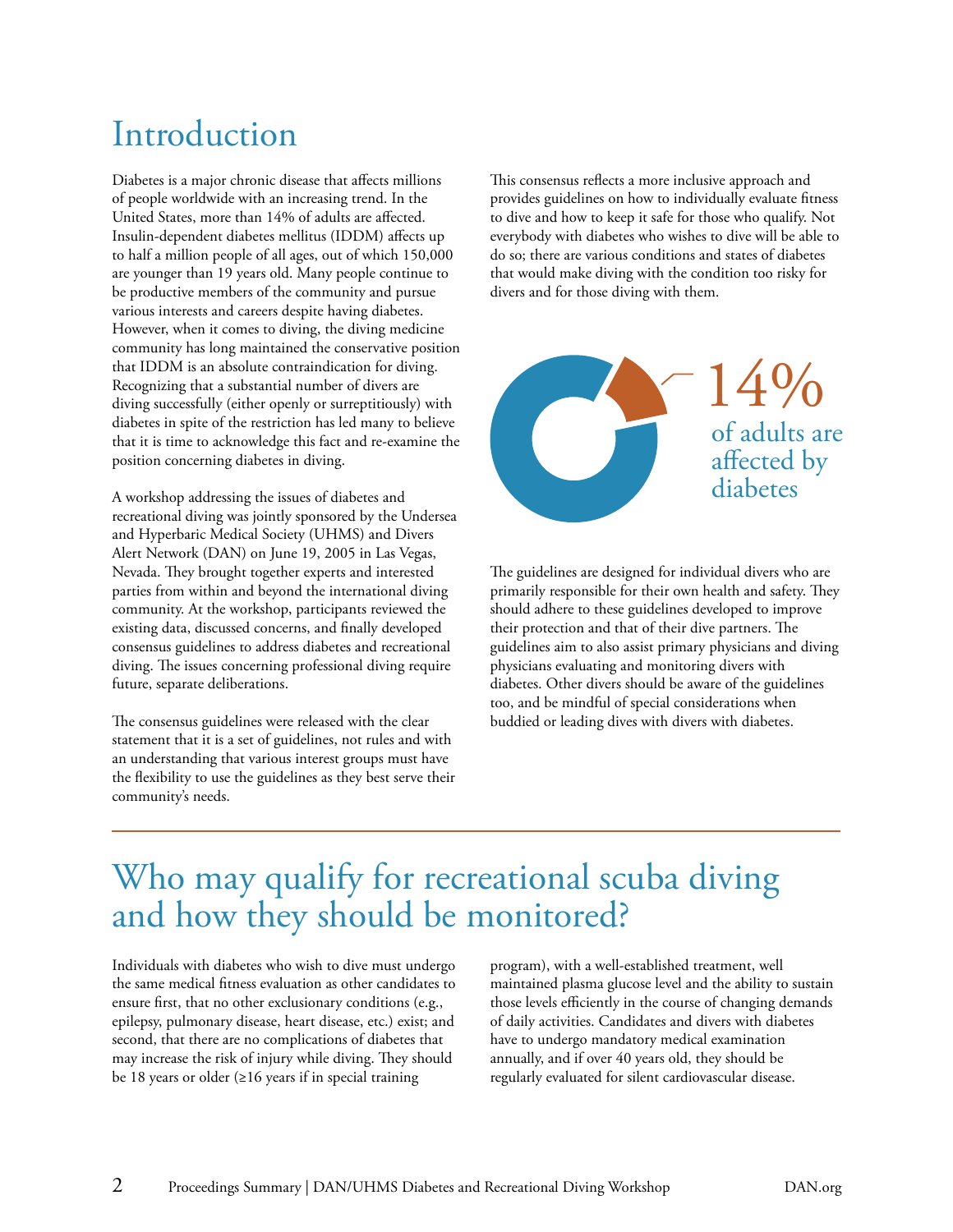# Introduction

Diabetes is a major chronic disease that affects millions of people worldwide with an increasing trend. In the United States, more than 14% of adults are affected. Insulin-dependent diabetes mellitus (IDDM) affects up to half a million people of all ages, out of which 150,000 are younger than 19 years old. Many people continue to be productive members of the community and pursue various interests and careers despite having diabetes. However, when it comes to diving, the diving medicine community has long maintained the conservative position that IDDM is an absolute contraindication for diving. Recognizing that a substantial number of divers are diving successfully (either openly or surreptitiously) with diabetes in spite of the restriction has led many to believe that it is time to acknowledge this fact and re-examine the position concerning diabetes in diving.

A workshop addressing the issues of diabetes and recreational diving was jointly sponsored by the Undersea and Hyperbaric Medical Society (UHMS) and Divers Alert Network (DAN) on June 19, 2005 in Las Vegas, Nevada. They brought together experts and interested parties from within and beyond the international diving community. At the workshop, participants reviewed the existing data, discussed concerns, and finally developed consensus guidelines to address diabetes and recreational diving. The issues concerning professional diving require future, separate deliberations.

The consensus guidelines were released with the clear statement that it is a set of guidelines, not rules and with an understanding that various interest groups must have the flexibility to use the guidelines as they best serve their community's needs.

This consensus reflects a more inclusive approach and provides guidelines on how to individually evaluate fitness to dive and how to keep it safe for those who qualify. Not everybody with diabetes who wishes to dive will be able to do so; there are various conditions and states of diabetes that would make diving with the condition too risky for divers and for those diving with them.

14% of adults are affected by diabetes

The guidelines are designed for individual divers who are primarily responsible for their own health and safety. They should adhere to these guidelines developed to improve their protection and that of their dive partners. The guidelines aim to also assist primary physicians and diving physicians evaluating and monitoring divers with diabetes. Other divers should be aware of the guidelines too, and be mindful of special considerations when buddied or leading dives with divers with diabetes.

# Who may qualify for recreational scuba diving and how they should be monitored?

Individuals with diabetes who wish to dive must undergo the same medical fitness evaluation as other candidates to ensure first, that no other exclusionary conditions (e.g., epilepsy, pulmonary disease, heart disease, etc.) exist; and second, that there are no complications of diabetes that may increase the risk of injury while diving. They should be 18 years or older (≥16 years if in special training program), with a well-established treatment, well maintained plasma glucose level and the ability to sustain those levels efficiently in the course of changing demands of daily activities. Candidates and divers with diabetes have to undergo mandatory medical examination annually, and if over 40 years old, they should be regularly evaluated for silent cardiovascular disease.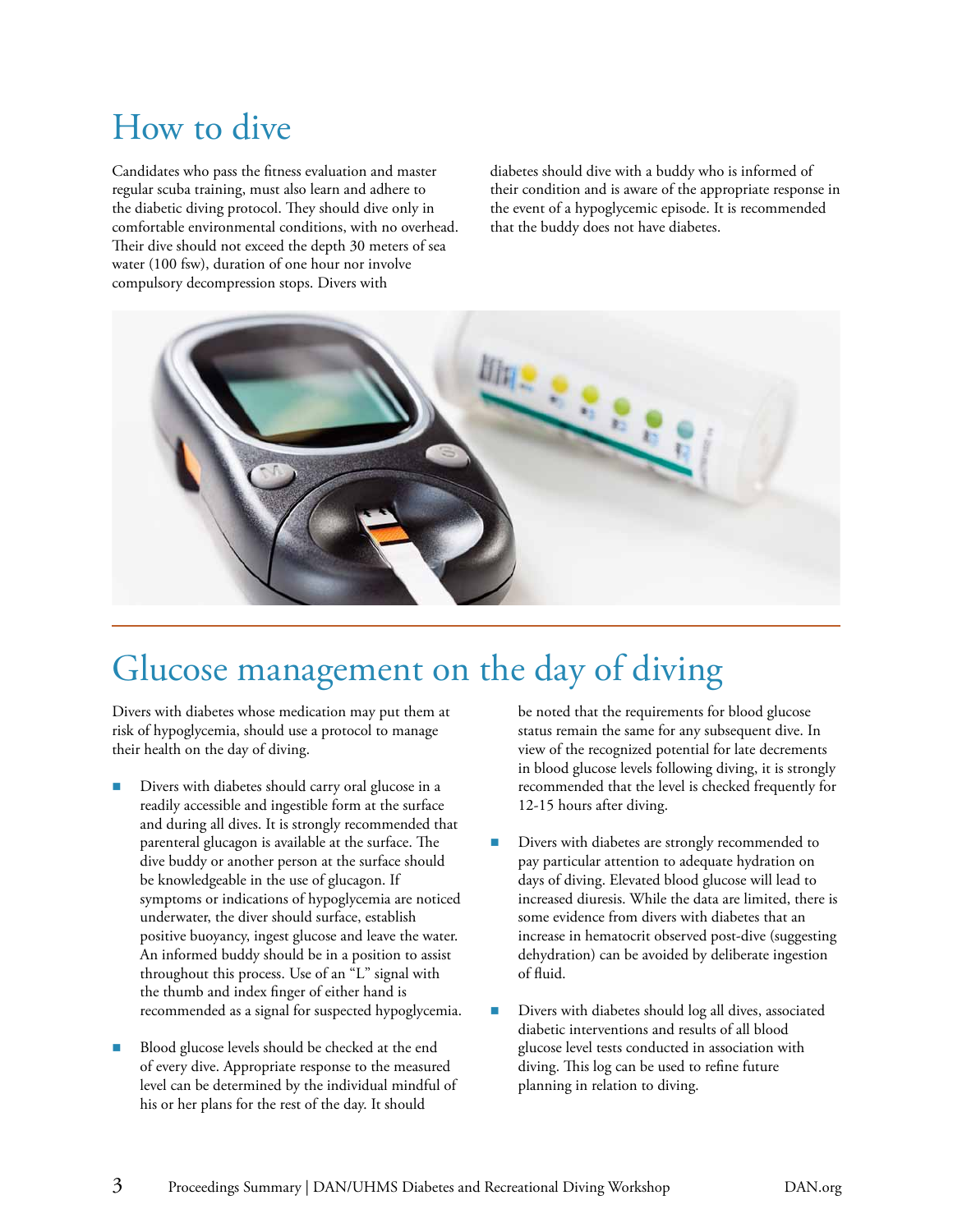# How to dive

Candidates who pass the fitness evaluation and master regular scuba training, must also learn and adhere to the diabetic diving protocol. They should dive only in comfortable environmental conditions, with no overhead. Their dive should not exceed the depth 30 meters of sea water (100 fsw), duration of one hour nor involve compulsory decompression stops. Divers with diabetes should dive with a buddy who is informed of their condition and is aware of the appropriate response in the event of a hypoglycemic episode. It is recommended that the buddy does not have diabetes.

# Glucose management on the day of diving

Divers with diabetes whose medication may put them at risk of hypoglycemia, should use a protocol to manage their health on the day of diving.

- Divers with diabetes should carry oral glucose in a readily accessible and ingestible form at the surface and during all dives. It is strongly recommended that parenteral glucagon is available at the surface. The dive buddy or another person at the surface should be knowledgeable in the use of glucagon. If symptoms or indications of hypoglycemia are noticed underwater, the diver should surface, establish positive buoyancy, ingest glucose and leave the water. An informed buddy should be in a position to assist throughout this process. Use of an "L" signal with the thumb and index finger of either hand is recommended as a signal for suspected hypoglycemia.

- Blood glucose levels should be checked at the end of every dive. Appropriate response to the measured level can be determined by the individual mindful of his or her plans for the rest of the day. It should be noted that the requirements for blood glucose status remain the same for any subsequent dive. In view of the recognized potential for late decrements in blood glucose levels following diving, it is strongly recommended that the level is checked frequently for 12-15 hours after diving.

- Divers with diabetes are strongly recommended to pay particular attention to adequate hydration on days of diving. Elevated blood glucose will lead to increased diuresis. While the data are limited, there is some evidence from divers with diabetes that an increase in hematocrit observed post-dive (suggesting dehydration) can be avoided by deliberate ingestion of fluid.

- Divers with diabetes should log all dives, associated diabetic interventions and results of all blood glucose level tests conducted in association with diving. This log can be used to refine future planning in relation to diving.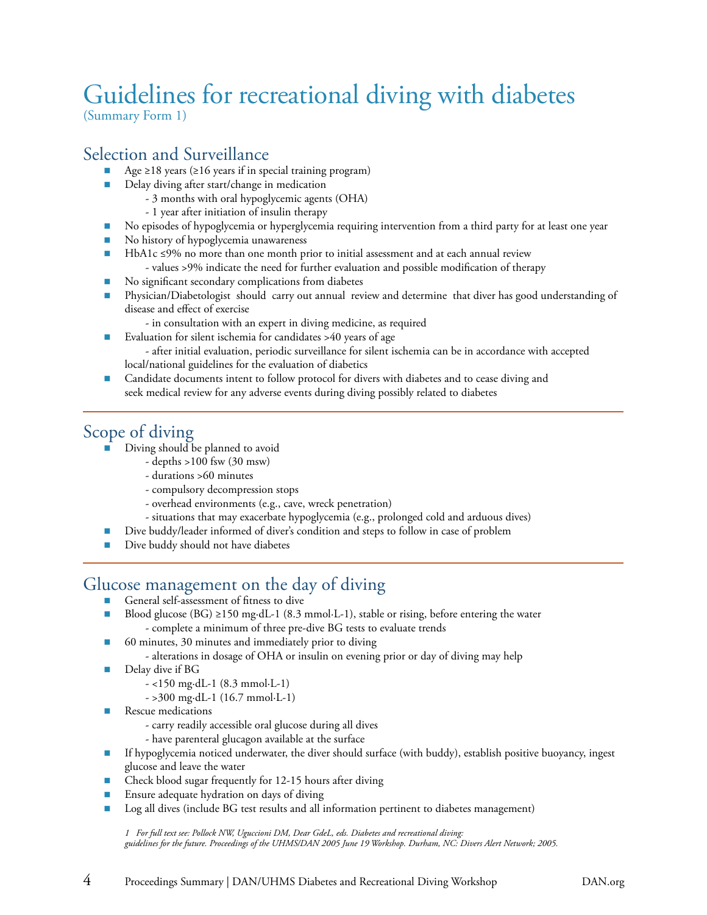# Guidelines for recreational diving with diabetes

(Summary Form 1)

## Selection and Surveillance

- Age ≥18 years (≥16 years if in special training program)
- Delay diving after start/change in medication
  - 3 months with oral hypoglycemic agents (OHA)
  - 1 year after initiation of insulin therapy
- No episodes of hypoglycemia or hyperglycemia requiring intervention from a third party for at least one year
- No history of hypoglycemia unawareness
- HbA1c ≤9% no more than one month prior to initial assessment and at each annual review
  - values >9% indicate the need for further evaluation and possible modification of therapy
- No significant secondary complications from diabetes
- Physician/Diabetologist should carry out annual review and determine that diver has good understanding of disease and effect of exercise
  - in consultation with an expert in diving medicine, as required
- Evaluation for silent ischemia for candidates >40 years of age
  - after initial evaluation, periodic surveillance for silent ischemia can be in accordance with accepted local/national guidelines for the evaluation of diabetics
- Candidate documents intent to follow protocol for divers with diabetes and to cease diving and seek medical review for any adverse events during diving possibly related to diabetes

## Scope of diving

- Diving should be planned to avoid
  - depths >100 fsw (30 msw)
  - durations >60 minutes
  - compulsory decompression stops
  - overhead environments (e.g., cave, wreck penetration)
  - situations that may exacerbate hypoglycemia (e.g., prolonged cold and arduous dives)
- Dive buddy/leader informed of diver's condition and steps to follow in case of problem
- Dive buddy should not have diabetes

## Glucose management on the day of diving

- General self-assessment of fitness to dive
- Blood glucose (BG) ≥150 mg·dL-1 (8.3 mmol·L-1), stable or rising, before entering the water
  - complete a minimum of three pre-dive BG tests to evaluate trends
- 60 minutes, 30 minutes and immediately prior to diving
  - alterations in dosage of OHA or insulin on evening prior or day of diving may help
- Delay dive if BG
  - <150 mg·dL-1 (8.3 mmol·L-1)
  - >300 mg·dL-1 (16.7 mmol·L-1)
- Rescue medications
  - carry readily accessible oral glucose during all dives
  - have parenteral glucagon available at the surface
- If hypoglycemia noticed underwater, the diver should surface (with buddy), establish positive buoyancy, ingest glucose and leave the water
- Check blood sugar frequently for 12-15 hours after diving
- Ensure adequate hydration on days of diving
- Log all dives (include BG test results and all information pertinent to diabetes management)

*1 For full text see: Pollock NW, Uguccioni DM, Dear GdeL, eds. Diabetes and recreational diving: guidelines for the future. Proceedings of the UHMS/DAN 2005 June 19 Workshop. Durham, NC: Divers Alert Network; 2005.*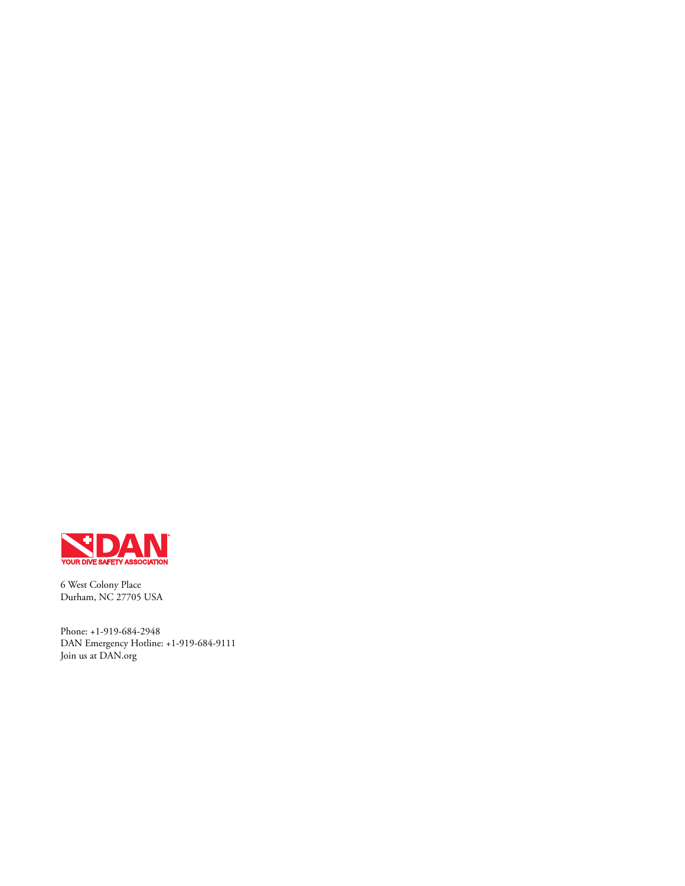DAN
YOUR DIVE SAFETY ASSOCIATION

6 West Colony Place
Durham, NC 27705 USA

Phone: +1-919-684-2948
DAN Emergency Hotline: +1-919-684-9111
Join us at DAN.org